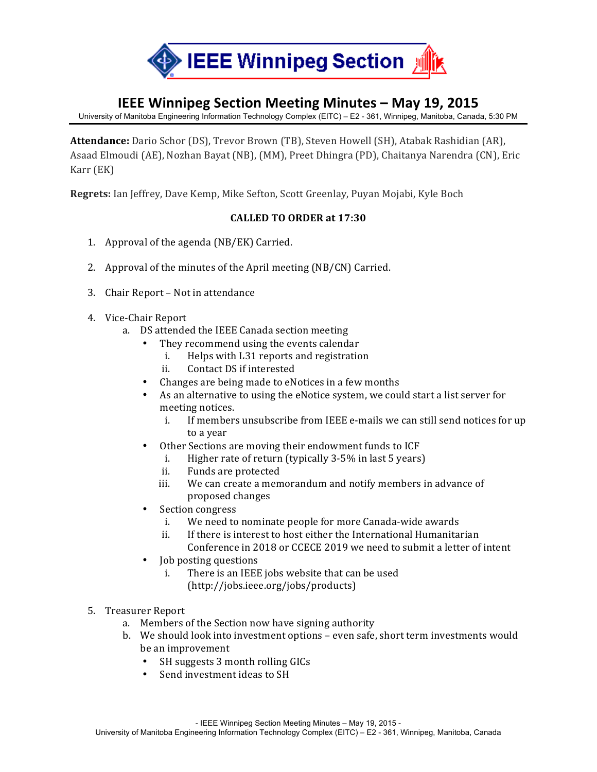# IEEE Winnipeg Section Meeting Minutes – May 19, 2015

University of Manitoba Engineering Information Technology Complex (EITC) – E2 - 361, Winnipeg, Manitoba, Canada, 5:30 PM

**Attendance:** Dario Schor (DS), Trevor Brown (TB), Steven Howell (SH), Atabak Rashidian (AR), Asaad Elmoudi (AE), Nozhan Bayat (NB), (MM), Preet Dhingra (PD), Chaitanya Narendra (CN), Eric Karr (EK)

**Regrets:** Ian Jeffrey, Dave Kemp, Mike Sefton, Scott Greenlay, Puyan Mojabi, Kyle Boch

**CALLED TO ORDER at 17:30**

1. Approval of the agenda (NB/EK) Carried.

2. Approval of the minutes of the April meeting (NB/CN) Carried.

3. Chair Report – Not in attendance

4. Vice-Chair Report
   a. DS attended the IEEE Canada section meeting
      - They recommend using the events calendar
        i. Helps with L31 reports and registration
        ii. Contact DS if interested
      - Changes are being made to eNotices in a few months
      - As an alternative to using the eNotice system, we could start a list server for meeting notices.
        i. If members unsubscribe from IEEE e-mails we can still send notices for up to a year
      - Other Sections are moving their endowment funds to ICF
        i. Higher rate of return (typically 3-5% in last 5 years)
        ii. Funds are protected
        iii. We can create a memorandum and notify members in advance of proposed changes
      - Section congress
        i. We need to nominate people for more Canada-wide awards
        ii. If there is interest to host either the International Humanitarian Conference in 2018 or CCECE 2019 we need to submit a letter of intent
      - Job posting questions
        i. There is an IEEE jobs website that can be used (http://jobs.ieee.org/jobs/products)

5. Treasurer Report
   a. Members of the Section now have signing authority
   b. We should look into investment options – even safe, short term investments would be an improvement
      - SH suggests 3 month rolling GICs
      - Send investment ideas to SH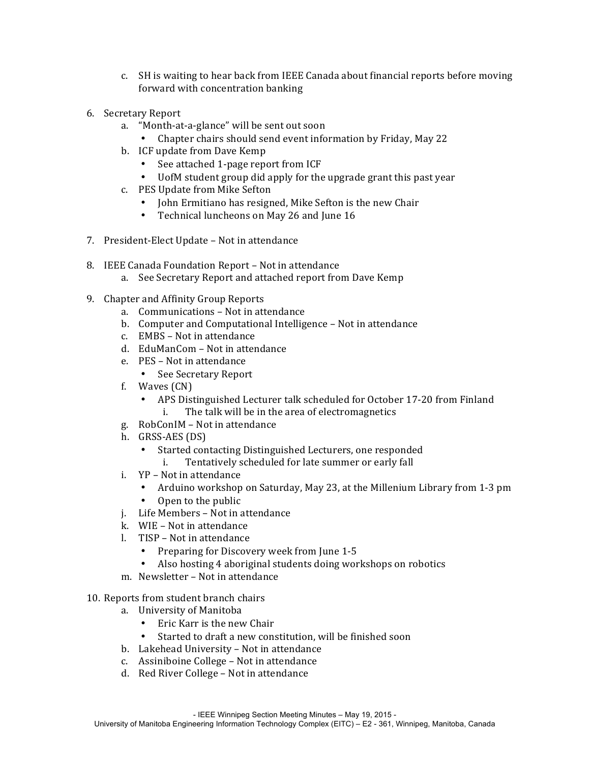c. SH is waiting to hear back from IEEE Canada about financial reports before moving forward with concentration banking

6. Secretary Report
   a. "Month-at-a-glance" will be sent out soon
      - Chapter chairs should send event information by Friday, May 22
   b. ICF update from Dave Kemp
      - See attached 1-page report from ICF
      - UofM student group did apply for the upgrade grant this past year
   c. PES Update from Mike Sefton
      - John Ermitiano has resigned, Mike Sefton is the new Chair
      - Technical luncheons on May 26 and June 16

7. President-Elect Update – Not in attendance

8. IEEE Canada Foundation Report – Not in attendance
   a. See Secretary Report and attached report from Dave Kemp

9. Chapter and Affinity Group Reports
   a. Communications – Not in attendance
   b. Computer and Computational Intelligence – Not in attendance
   c. EMBS – Not in attendance
   d. EduManCom – Not in attendance
   e. PES – Not in attendance
      - See Secretary Report
   f. Waves (CN)
      - APS Distinguished Lecturer talk scheduled for October 17-20 from Finland
         i. The talk will be in the area of electromagnetics
   g. RobConIM – Not in attendance
   h. GRSS-AES (DS)
      - Started contacting Distinguished Lecturers, one responded
         i. Tentatively scheduled for late summer or early fall
   i. YP – Not in attendance
      - Arduino workshop on Saturday, May 23, at the Millenium Library from 1-3 pm
      - Open to the public
   j. Life Members – Not in attendance
   k. WIE – Not in attendance
   l. TISP – Not in attendance
      - Preparing for Discovery week from June 1-5
      - Also hosting 4 aboriginal students doing workshops on robotics
   m. Newsletter – Not in attendance

10. Reports from student branch chairs
   a. University of Manitoba
      - Eric Karr is the new Chair
      - Started to draft a new constitution, will be finished soon
   b. Lakehead University – Not in attendance
   c. Assiniboine College – Not in attendance
   d. Red River College – Not in attendance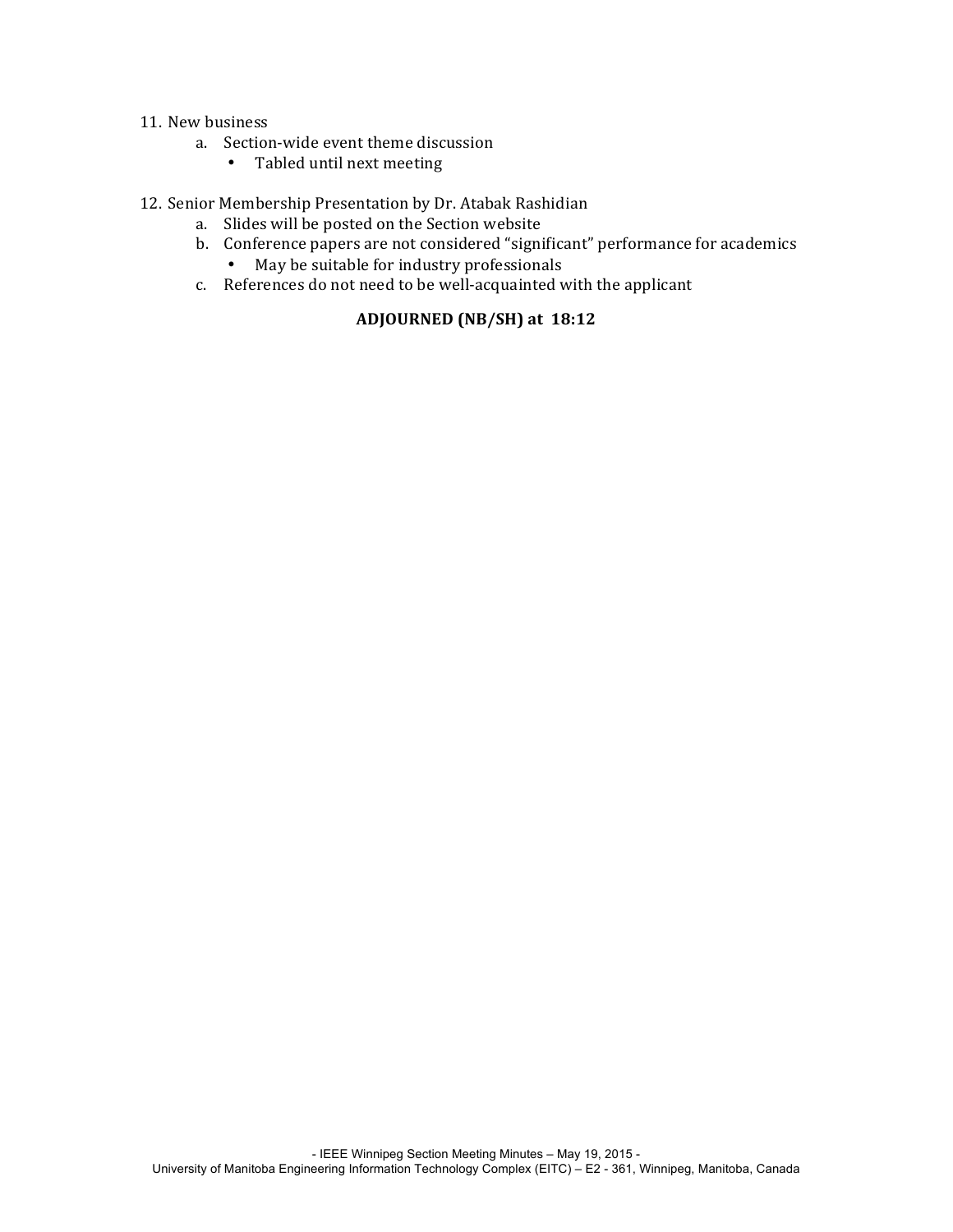11. New business
    a. Section-wide event theme discussion
        - Tabled until next meeting

12. Senior Membership Presentation by Dr. Atabak Rashidian
    a. Slides will be posted on the Section website
    b. Conference papers are not considered “significant” performance for academics
        - May be suitable for industry professionals
    c. References do not need to be well-acquainted with the applicant

**ADJOURNED (NB/SH) at 18:12**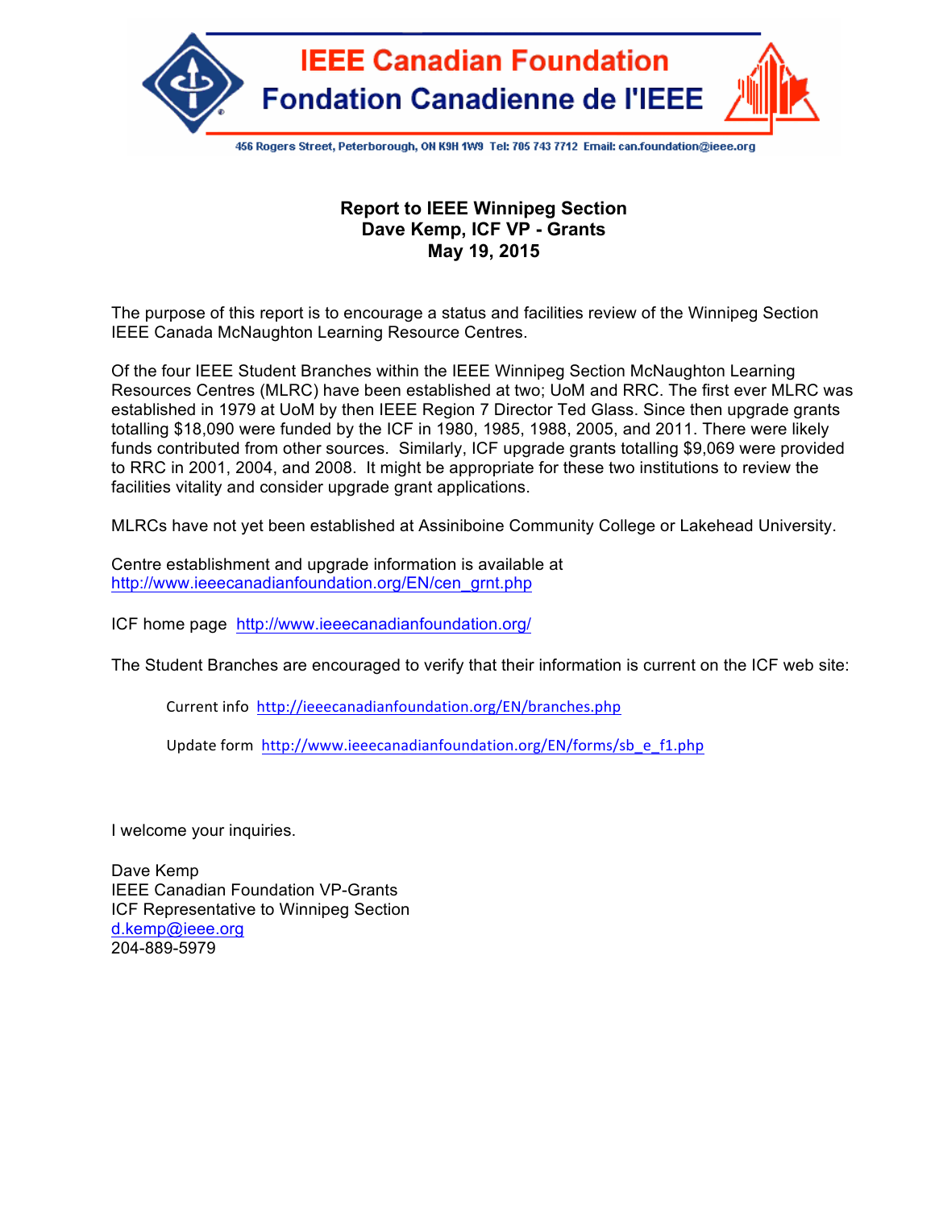# IEEE Canadian Foundation
# Fondation Canadienne de l'IEEE

456 Rogers Street, Peterborough, ON K9H 1W9 Tel: 705 743 7712 Email: can.foundation@ieee.org

**Report to IEEE Winnipeg Section**
**Dave Kemp, ICF VP - Grants**
**May 19, 2015**

The purpose of this report is to encourage a status and facilities review of the Winnipeg Section IEEE Canada McNaughton Learning Resource Centres.

Of the four IEEE Student Branches within the IEEE Winnipeg Section McNaughton Learning Resources Centres (MLRC) have been established at two; UoM and RRC. The first ever MLRC was established in 1979 at UoM by then IEEE Region 7 Director Ted Glass. Since then upgrade grants totalling $18,090 were funded by the ICF in 1980, 1985, 1988, 2005, and 2011. There were likely funds contributed from other sources. Similarly, ICF upgrade grants totalling $9,069 were provided to RRC in 2001, 2004, and 2008. It might be appropriate for these two institutions to review the facilities vitality and consider upgrade grant applications.

MLRCs have not yet been established at Assiniboine Community College or Lakehead University.

Centre establishment and upgrade information is available at
http://www.ieeecanadianfoundation.org/EN/cen_grnt.php

ICF home page http://www.ieeecanadianfoundation.org/

The Student Branches are encouraged to verify that their information is current on the ICF web site:

> Current info http://ieeecanadianfoundation.org/EN/branches.php
>
> Update form http://www.ieeecanadianfoundation.org/EN/forms/sb_e_f1.php

I welcome your inquiries.

Dave Kemp
IEEE Canadian Foundation VP-Grants
ICF Representative to Winnipeg Section
d.kemp@ieee.org
204-889-5979